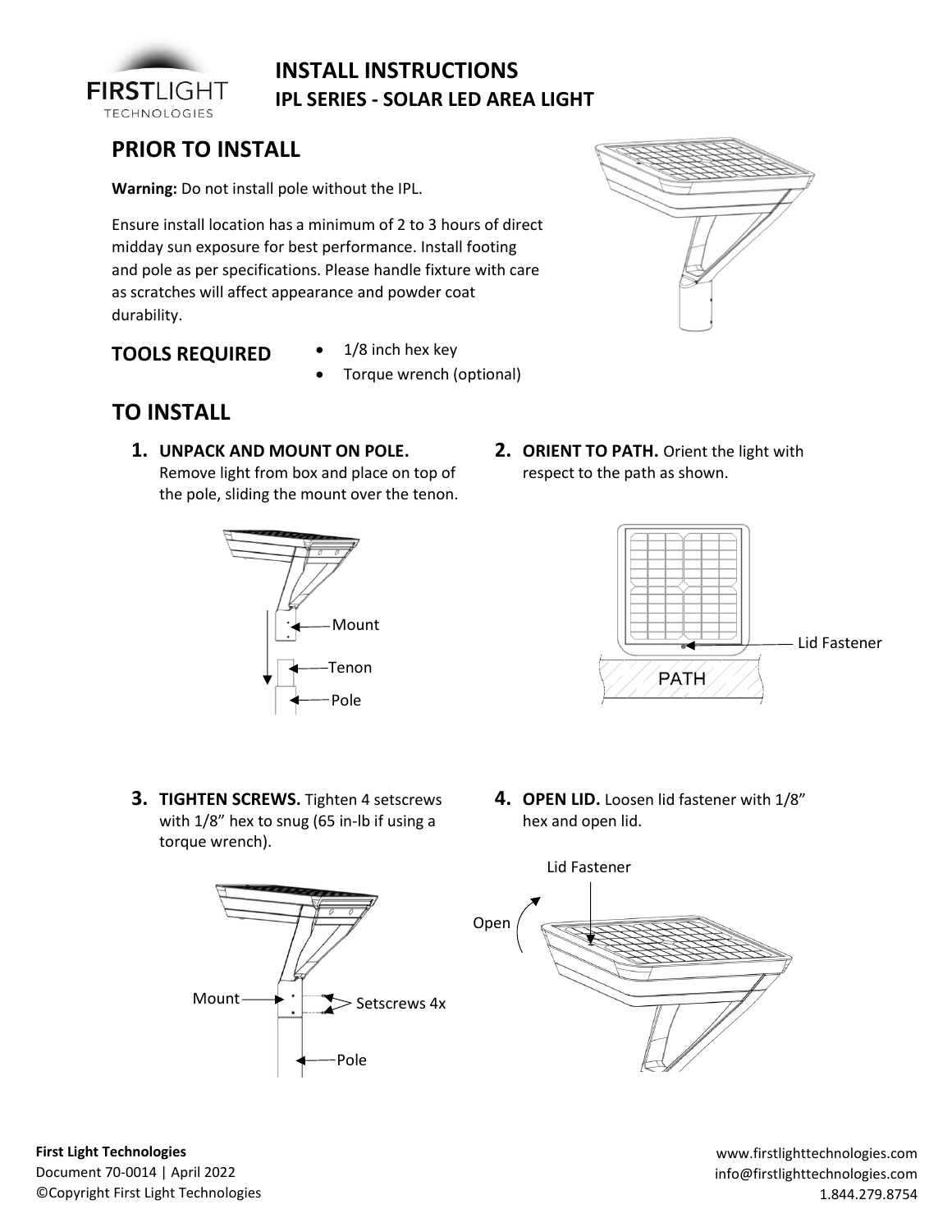# INSTALL INSTRUCTIONS

## IPL SERIES - SOLAR LED AREA LIGHT

## PRIOR TO INSTALL

**Warning:** Do not install pole without the IPL.

Ensure install location has a minimum of 2 to 3 hours of direct midday sun exposure for best performance. Install footing and pole as per specifications. Please handle fixture with care as scratches will affect appearance and powder coat durability.

### TOOLS REQUIRED

- 1/8 inch hex key
- Torque wrench (optional)

## TO INSTALL

**1. UNPACK AND MOUNT ON POLE.** Remove light from box and place on top of the pole, sliding the mount over the tenon.

Mount

Tenon

Pole

**2. ORIENT TO PATH.** Orient the light with respect to the path as shown.

Lid Fastener

PATH

**3. TIGHTEN SCREWS.** Tighten 4 setscrews with 1/8" hex to snug (65 in-lb if using a torque wrench).

Mount

Setscrews 4x

Pole

**4. OPEN LID.** Loosen lid fastener with 1/8" hex and open lid.

Lid Fastener

Open

**First Light Technologies**
Document 70-0014 | April 2022
©Copyright First Light Technologies

www.firstlighttechnologies.com
info@firstlighttechnologies.com
1.844.279.8754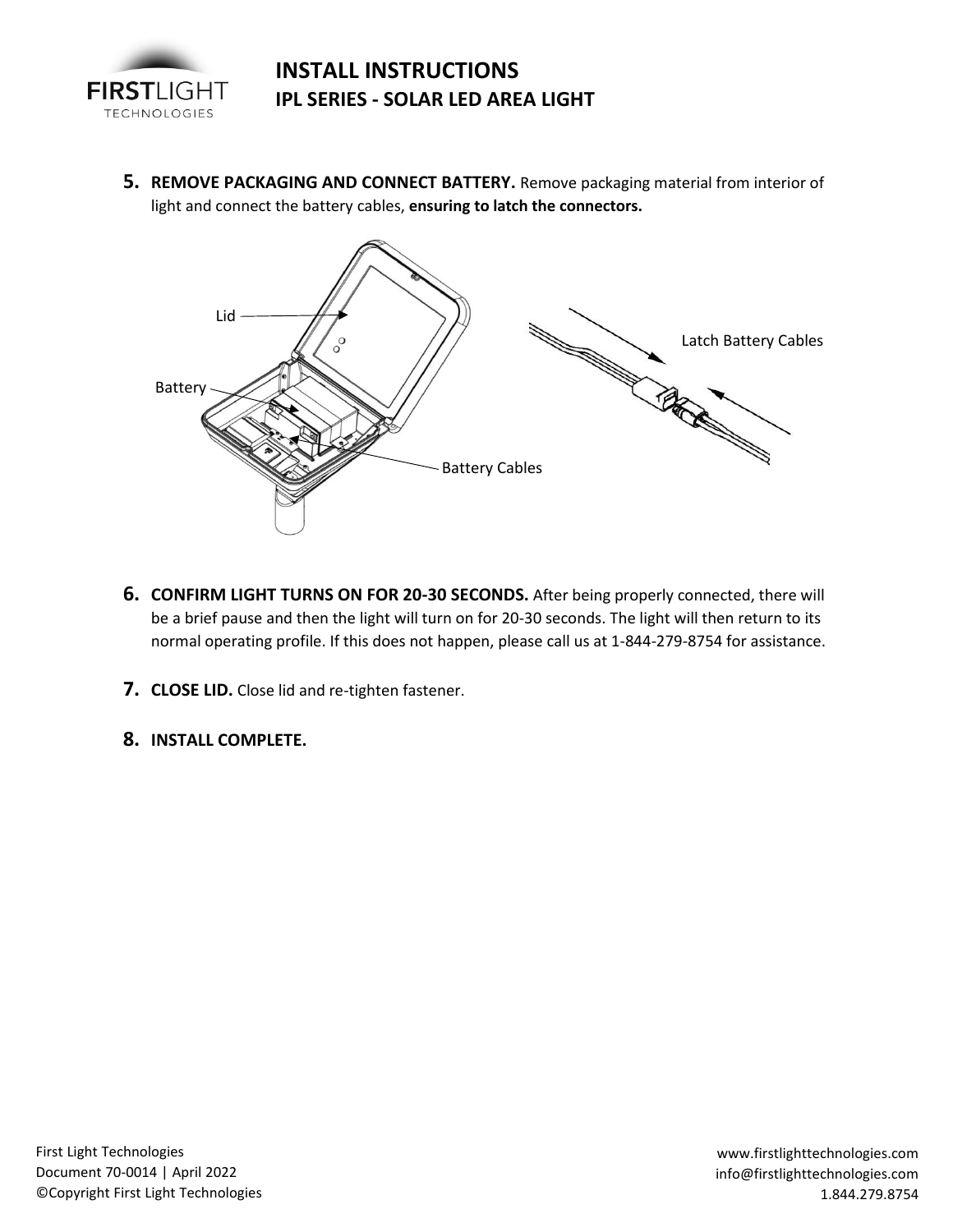# INSTALL INSTRUCTIONS

## IPL SERIES - SOLAR LED AREA LIGHT

**5. REMOVE PACKAGING AND CONNECT BATTERY.** Remove packaging material from interior of light and connect the battery cables, **ensuring to latch the connectors.**

Lid

Battery

Battery Cables

Latch Battery Cables

**6. CONFIRM LIGHT TURNS ON FOR 20-30 SECONDS.** After being properly connected, there will be a brief pause and then the light will turn on for 20-30 seconds. The light will then return to its normal operating profile. If this does not happen, please call us at 1-844-279-8754 for assistance.

**7. CLOSE LID.** Close lid and re-tighten fastener.

**8. INSTALL COMPLETE.**

First Light Technologies
Document 70-0014 | April 2022
©Copyright First Light Technologies

www.firstlighttechnologies.com
info@firstlighttechnologies.com
1.844.279.8754